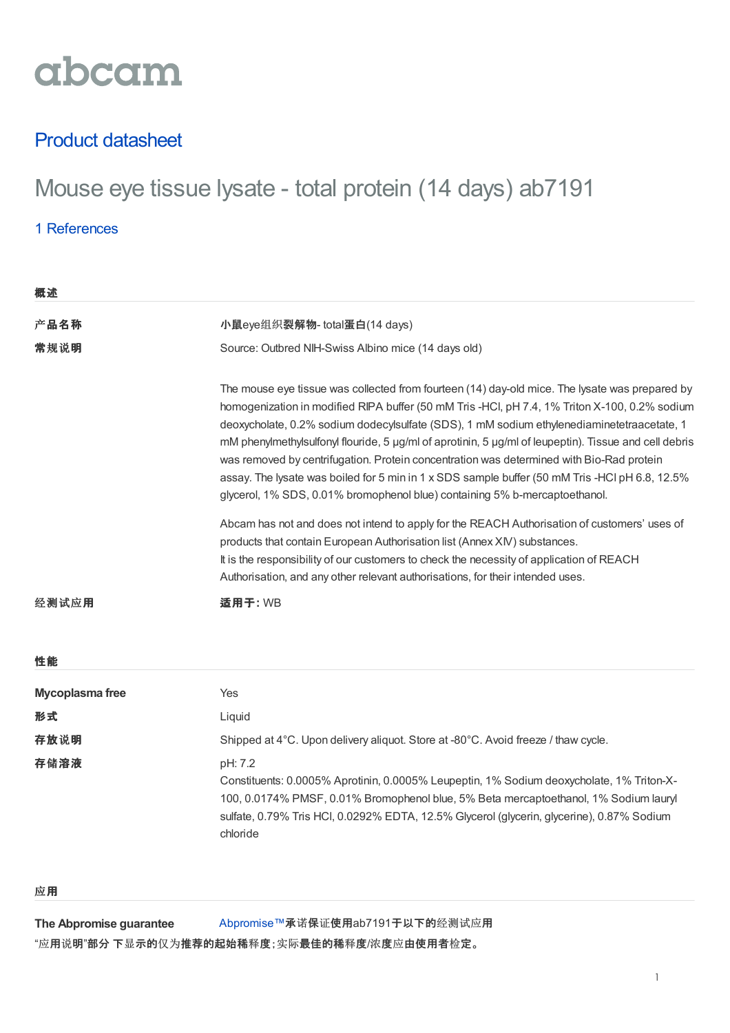# abcam

## Product datasheet

# Mouse eye tissue lysate - total protein (14 days) ab7191

1 References

### 概述

| | |
|---|---|
| **产品名称** | 小鼠eye组织裂解物- total蛋白(14 days) |
| **常规说明** | Source: Outbred NIH-Swiss Albino mice (14 days old)<br><br>The mouse eye tissue was collected from fourteen (14) day-old mice. The lysate was prepared by homogenization in modified RIPA buffer (50 mM Tris -HCl, pH 7.4, 1% Triton X-100, 0.2% sodium deoxycholate, 0.2% sodium dodecylsulfate (SDS), 1 mM sodium ethylenediaminetetraacetate, 1 mM phenylmethylsulfonyl flouride, 5 µg/ml of aprotinin, 5 µg/ml of leupeptin). Tissue and cell debris was removed by centrifugation. Protein concentration was determined with Bio-Rad protein assay. The lysate was boiled for 5 min in 1 x SDS sample buffer (50 mM Tris -HCl pH 6.8, 12.5% glycerol, 1% SDS, 0.01% bromophenol blue) containing 5% b-mercaptoethanol.<br><br>Abcam has not and does not intend to apply for the REACH Authorisation of customers' uses of products that contain European Authorisation list (Annex XIV) substances.<br>It is the responsibility of our customers to check the necessity of application of REACH Authorisation, and any other relevant authorisations, for their intended uses. |
| **经测试应用** | **适用于:** WB |

### 性能

| | |
|---|---|
| **Mycoplasma free** | Yes |
| **形式** | Liquid |
| **存放说明** | Shipped at 4°C. Upon delivery aliquot. Store at -80°C. Avoid freeze / thaw cycle. |
| **存储溶液** | pH: 7.2<br>Constituents: 0.0005% Aprotinin, 0.0005% Leupeptin, 1% Sodium deoxycholate, 1% Triton-X-100, 0.0174% PMSF, 0.01% Bromophenol blue, 5% Beta mercaptoethanol, 1% Sodium lauryl sulfate, 0.79% Tris HCl, 0.0292% EDTA, 12.5% Glycerol (glycerin, glycerine), 0.87% Sodium chloride |

### 应用

**The Abpromise guarantee** Abpromise™承诺保证使用ab7191于以下的经测试应用

"应用说明"部分 下显示的仅为推荐的起始稀释度;实际最佳的稀释度/浓度应由使用者检定。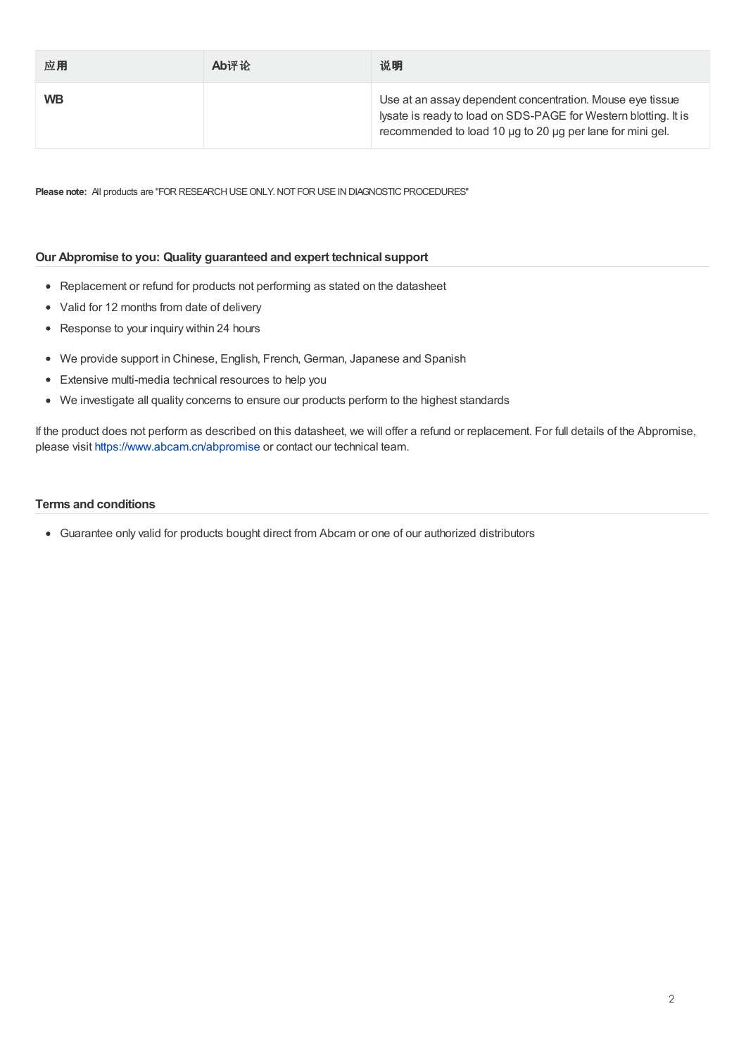| 应用 | Ab评论 | 说明 |
| --- | --- | --- |
| **WB** | | Use at an assay dependent concentration. Mouse eye tissue lysate is ready to load on SDS-PAGE for Western blotting. It is recommended to load 10 µg to 20 µg per lane for mini gel. |

**Please note:** All products are "FOR RESEARCH USE ONLY. NOT FOR USE IN DIAGNOSTIC PROCEDURES"

### Our Abpromise to you: Quality guaranteed and expert technical support

- Replacement or refund for products not performing as stated on the datasheet
- Valid for 12 months from date of delivery
- Response to your inquiry within 24 hours

- We provide support in Chinese, English, French, German, Japanese and Spanish
- Extensive multi-media technical resources to help you
- We investigate all quality concerns to ensure our products perform to the highest standards

If the product does not perform as described on this datasheet, we will offer a refund or replacement. For full details of the Abpromise, please visit https://www.abcam.cn/abpromise or contact our technical team.

### Terms and conditions

- Guarantee only valid for products bought direct from Abcam or one of our authorized distributors